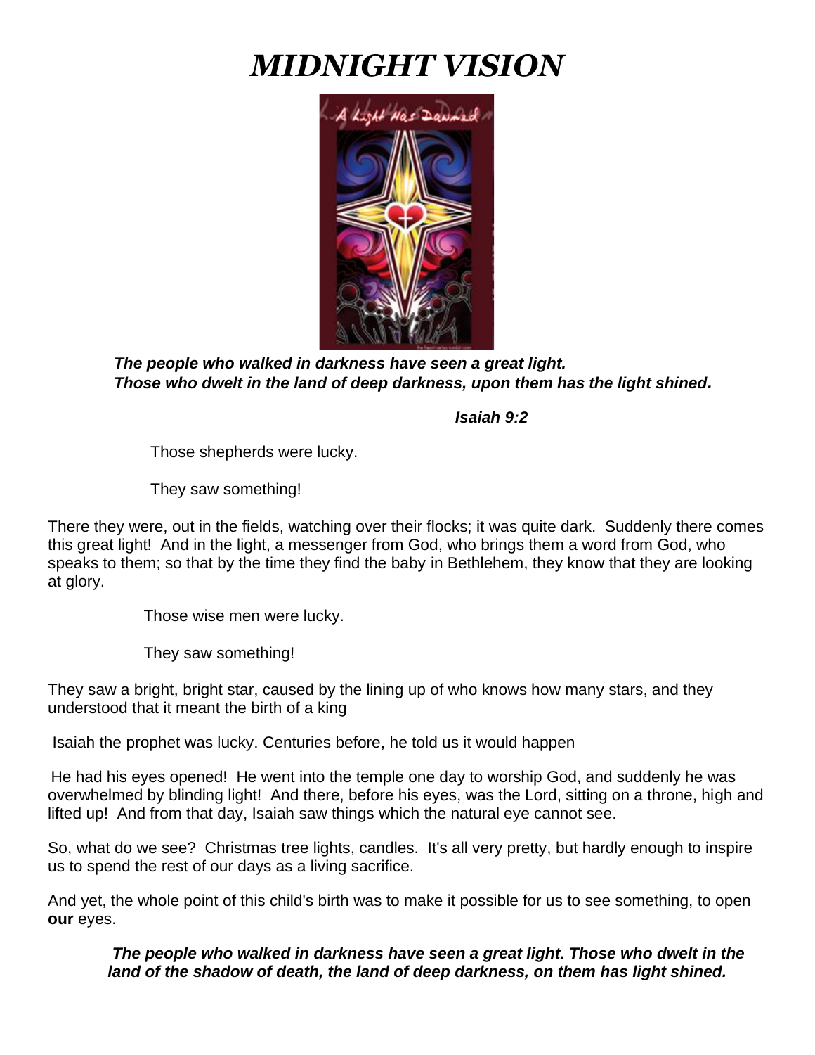# *MIDNIGHT VISION*

***The people who walked in darkness have seen a great light.***
***Those who dwelt in the land of deep darkness, upon them has the light shined.***

***Isaiah 9:2***

Those shepherds were lucky.

They saw something!

There they were, out in the fields, watching over their flocks; it was quite dark. Suddenly there comes this great light! And in the light, a messenger from God, who brings them a word from God, who speaks to them; so that by the time they find the baby in Bethlehem, they know that they are looking at glory.

Those wise men were lucky.

They saw something!

They saw a bright, bright star, caused by the lining up of who knows how many stars, and they understood that it meant the birth of a king

Isaiah the prophet was lucky. Centuries before, he told us it would happen

He had his eyes opened! He went into the temple one day to worship God, and suddenly he was overwhelmed by blinding light! And there, before his eyes, was the Lord, sitting on a throne, high and lifted up! And from that day, Isaiah saw things which the natural eye cannot see.

So, what do we see? Christmas tree lights, candles. It's all very pretty, but hardly enough to inspire us to spend the rest of our days as a living sacrifice.

And yet, the whole point of this child's birth was to make it possible for us to see something, to open **our** eyes.

***The people who walked in darkness have seen a great light. Those who dwelt in the land of the shadow of death, the land of deep darkness, on them has light shined.***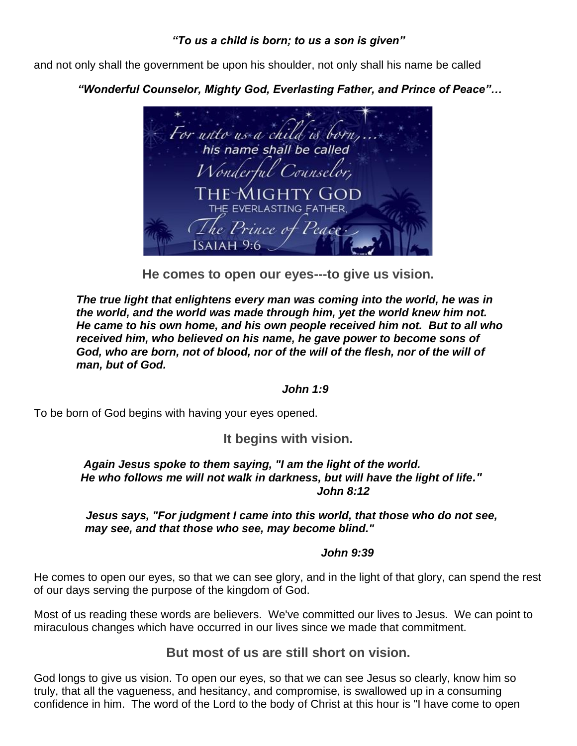*"To us a child is born; to us a son is given"*

and not only shall the government be upon his shoulder, not only shall his name be called

*"Wonderful Counselor, Mighty God, Everlasting Father, and Prince of Peace"…*

## He comes to open our eyes---to give us vision.

> ***The true light that enlightens every man was coming into the world, he was in the world, and the world was made through him, yet the world knew him not. He came to his own home, and his own people received him not. But to all who received him, who believed on his name, he gave power to become sons of God, who are born, not of blood, nor of the will of the flesh, nor of the will of man, but of God.***
>
> ***John 1:9***

To be born of God begins with having your eyes opened.

## It begins with vision.

> ***Again Jesus spoke to them saying, "I am the light of the world. He who follows me will not walk in darkness, but will have the light of life."***
> ***John 8:12***

> ***Jesus says, "For judgment I came into this world, that those who do not see, may see, and that those who see, may become blind."***
>
> ***John 9:39***

He comes to open our eyes, so that we can see glory, and in the light of that glory, can spend the rest of our days serving the purpose of the kingdom of God.

Most of us reading these words are believers. We've committed our lives to Jesus. We can point to miraculous changes which have occurred in our lives since we made that commitment.

## But most of us are still short on vision.

God longs to give us vision. To open our eyes, so that we can see Jesus so clearly, know him so truly, that all the vagueness, and hesitancy, and compromise, is swallowed up in a consuming confidence in him. The word of the Lord to the body of Christ at this hour is "I have come to open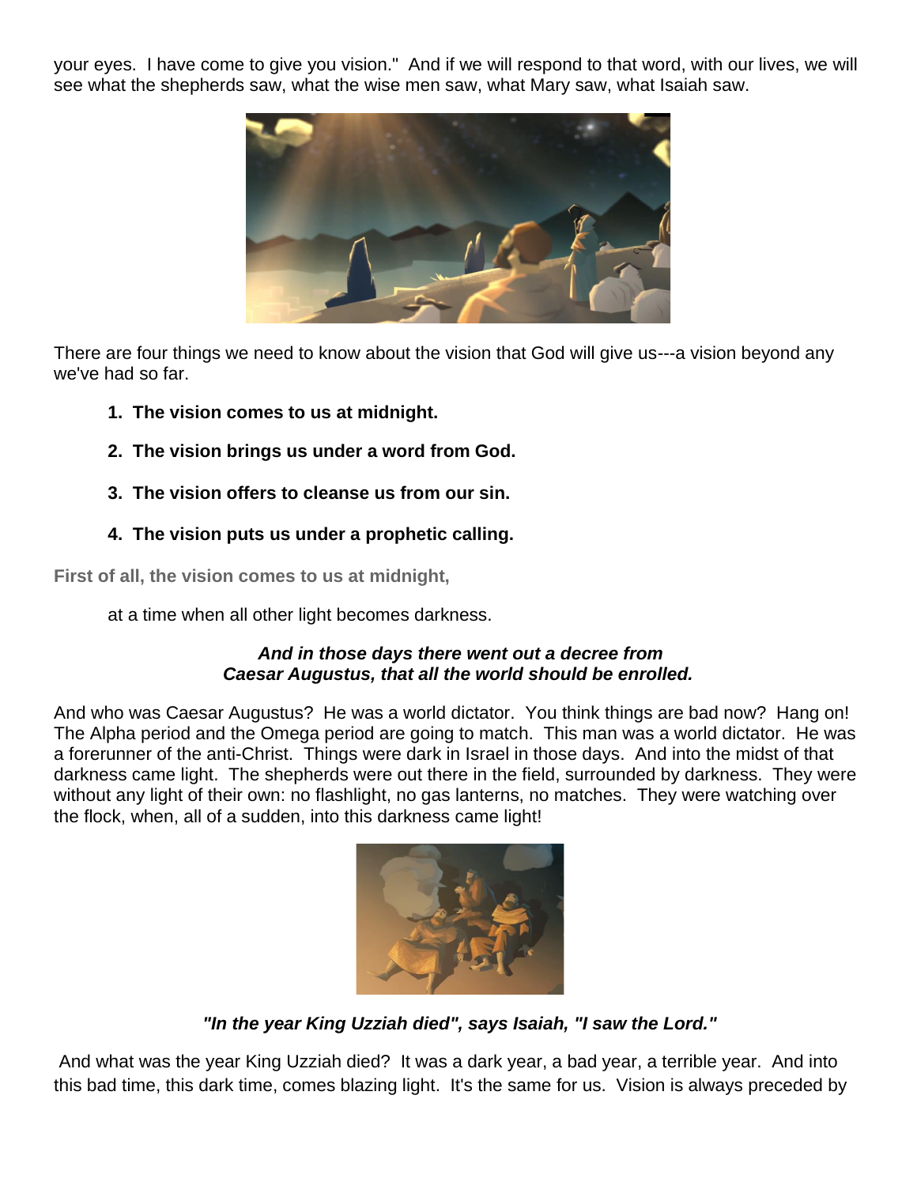your eyes. I have come to give you vision." And if we will respond to that word, with our lives, we will see what the shepherds saw, what the wise men saw, what Mary saw, what Isaiah saw.

There are four things we need to know about the vision that God will give us---a vision beyond any we've had so far.

1. **The vision comes to us at midnight.**
2. **The vision brings us under a word from God.**
3. **The vision offers to cleanse us from our sin.**
4. **The vision puts us under a prophetic calling.**

**First of all, the vision comes to us at midnight,**

at a time when all other light becomes darkness.

***And in those days there went out a decree from Caesar Augustus, that all the world should be enrolled.***

And who was Caesar Augustus? He was a world dictator. You think things are bad now? Hang on! The Alpha period and the Omega period are going to match. This man was a world dictator. He was a forerunner of the anti-Christ. Things were dark in Israel in those days. And into the midst of that darkness came light. The shepherds were out there in the field, surrounded by darkness. They were without any light of their own: no flashlight, no gas lanterns, no matches. They were watching over the flock, when, all of a sudden, into this darkness came light!

***"In the year King Uzziah died", says Isaiah, "I saw the Lord."***

And what was the year King Uzziah died? It was a dark year, a bad year, a terrible year. And into this bad time, this dark time, comes blazing light. It's the same for us. Vision is always preceded by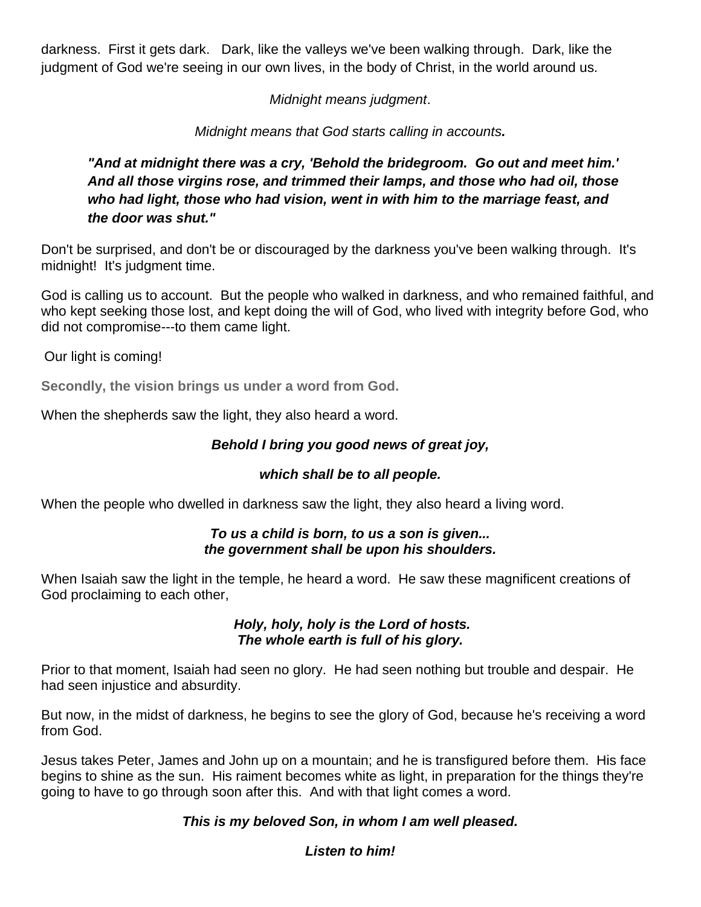darkness. First it gets dark. Dark, like the valleys we've been walking through. Dark, like the judgment of God we're seeing in our own lives, in the body of Christ, in the world around us.

*Midnight means judgment*.

*Midnight means that God starts calling in accounts.*

> ***"And at midnight there was a cry, 'Behold the bridegroom. Go out and meet him.' And all those virgins rose, and trimmed their lamps, and those who had oil, those who had light, those who had vision, went in with him to the marriage feast, and the door was shut."***

Don't be surprised, and don't be or discouraged by the darkness you've been walking through. It's midnight! It's judgment time.

God is calling us to account. But the people who walked in darkness, and who remained faithful, and who kept seeking those lost, and kept doing the will of God, who lived with integrity before God, who did not compromise---to them came light.

Our light is coming!

**Secondly, the vision brings us under a word from God.**

When the shepherds saw the light, they also heard a word.

***Behold I bring you good news of great joy,***

***which shall be to all people.***

When the people who dwelled in darkness saw the light, they also heard a living word.

***To us a child is born, to us a son is given...***
***the government shall be upon his shoulders.***

When Isaiah saw the light in the temple, he heard a word. He saw these magnificent creations of God proclaiming to each other,

***Holy, holy, holy is the Lord of hosts.***
***The whole earth is full of his glory.***

Prior to that moment, Isaiah had seen no glory. He had seen nothing but trouble and despair. He had seen injustice and absurdity.

But now, in the midst of darkness, he begins to see the glory of God, because he's receiving a word from God.

Jesus takes Peter, James and John up on a mountain; and he is transfigured before them. His face begins to shine as the sun. His raiment becomes white as light, in preparation for the things they're going to have to go through soon after this. And with that light comes a word.

***This is my beloved Son, in whom I am well pleased.***

***Listen to him!***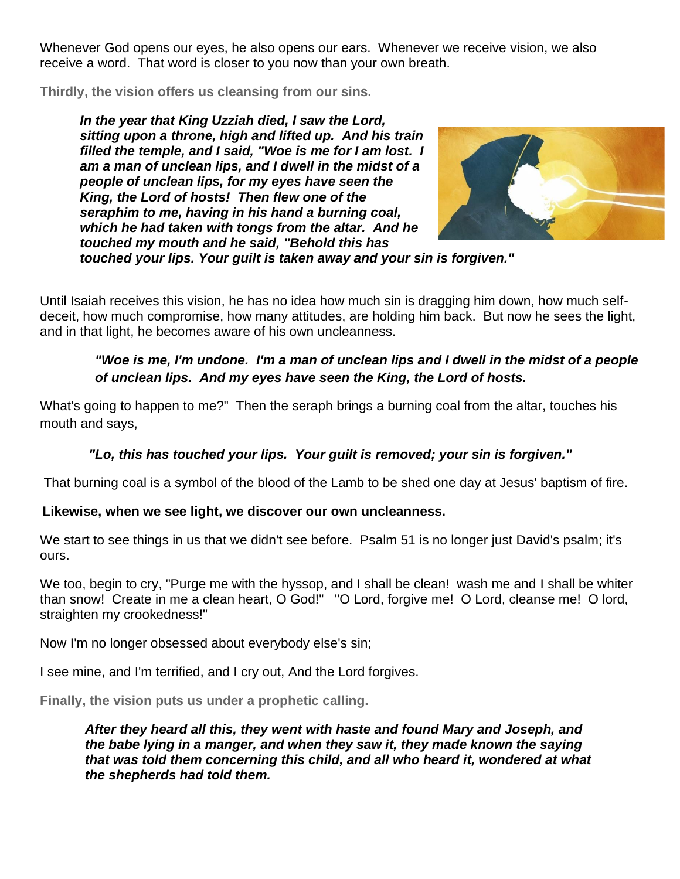Whenever God opens our eyes, he also opens our ears. Whenever we receive vision, we also receive a word. That word is closer to you now than your own breath.

**Thirdly, the vision offers us cleansing from our sins.**

> ***In the year that King Uzziah died, I saw the Lord, sitting upon a throne, high and lifted up. And his train filled the temple, and I said, "Woe is me for I am lost. I am a man of unclean lips, and I dwell in the midst of a people of unclean lips, for my eyes have seen the King, the Lord of hosts! Then flew one of the seraphim to me, having in his hand a burning coal, which he had taken with tongs from the altar. And he touched my mouth and he said, "Behold this has touched your lips. Your guilt is taken away and your sin is forgiven."***

Until Isaiah receives this vision, he has no idea how much sin is dragging him down, how much self-deceit, how much compromise, how many attitudes, are holding him back. But now he sees the light, and in that light, he becomes aware of his own uncleanness.

> ***"Woe is me, I'm undone. I'm a man of unclean lips and I dwell in the midst of a people of unclean lips. And my eyes have seen the King, the Lord of hosts.***

What's going to happen to me?" Then the seraph brings a burning coal from the altar, touches his mouth and says,

> ***"Lo, this has touched your lips. Your guilt is removed; your sin is forgiven."***

That burning coal is a symbol of the blood of the Lamb to be shed one day at Jesus' baptism of fire.

**Likewise, when we see light, we discover our own uncleanness.**

We start to see things in us that we didn't see before. Psalm 51 is no longer just David's psalm; it's ours.

We too, begin to cry, "Purge me with the hyssop, and I shall be clean! wash me and I shall be whiter than snow! Create in me a clean heart, O God!" "O Lord, forgive me! O Lord, cleanse me! O lord, straighten my crookedness!"

Now I'm no longer obsessed about everybody else's sin;

I see mine, and I'm terrified, and I cry out, And the Lord forgives.

**Finally, the vision puts us under a prophetic calling.**

> ***After they heard all this, they went with haste and found Mary and Joseph, and the babe lying in a manger, and when they saw it, they made known the saying that was told them concerning this child, and all who heard it, wondered at what the shepherds had told them.***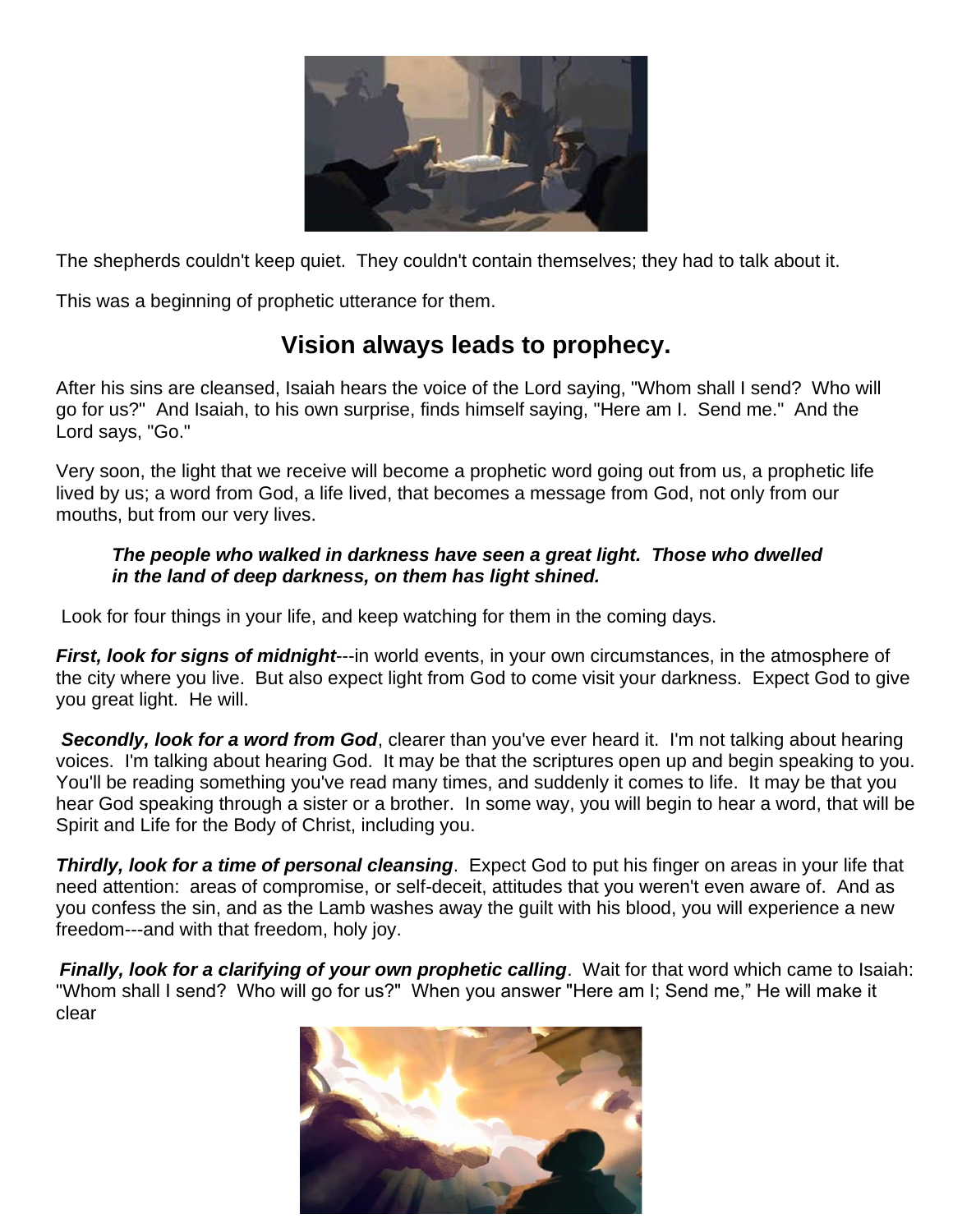The shepherds couldn't keep quiet. They couldn't contain themselves; they had to talk about it.

This was a beginning of prophetic utterance for them.

## Vision always leads to prophecy.

After his sins are cleansed, Isaiah hears the voice of the Lord saying, "Whom shall I send? Who will go for us?" And Isaiah, to his own surprise, finds himself saying, "Here am I. Send me." And the Lord says, "Go."

Very soon, the light that we receive will become a prophetic word going out from us, a prophetic life lived by us; a word from God, a life lived, that becomes a message from God, not only from our mouths, but from our very lives.

> ***The people who walked in darkness have seen a great light. Those who dwelled in the land of deep darkness, on them has light shined.***

Look for four things in your life, and keep watching for them in the coming days.

***First, look for signs of midnight***---in world events, in your own circumstances, in the atmosphere of the city where you live. But also expect light from God to come visit your darkness. Expect God to give you great light. He will.

***Secondly, look for a word from God***, clearer than you've ever heard it. I'm not talking about hearing voices. I'm talking about hearing God. It may be that the scriptures open up and begin speaking to you. You'll be reading something you've read many times, and suddenly it comes to life. It may be that you hear God speaking through a sister or a brother. In some way, you will begin to hear a word, that will be Spirit and Life for the Body of Christ, including you.

***Thirdly, look for a time of personal cleansing***. Expect God to put his finger on areas in your life that need attention: areas of compromise, or self-deceit, attitudes that you weren't even aware of. And as you confess the sin, and as the Lamb washes away the guilt with his blood, you will experience a new freedom---and with that freedom, holy joy.

***Finally, look for a clarifying of your own prophetic calling***. Wait for that word which came to Isaiah: "Whom shall I send? Who will go for us?" When you answer "Here am I; Send me," He will make it clear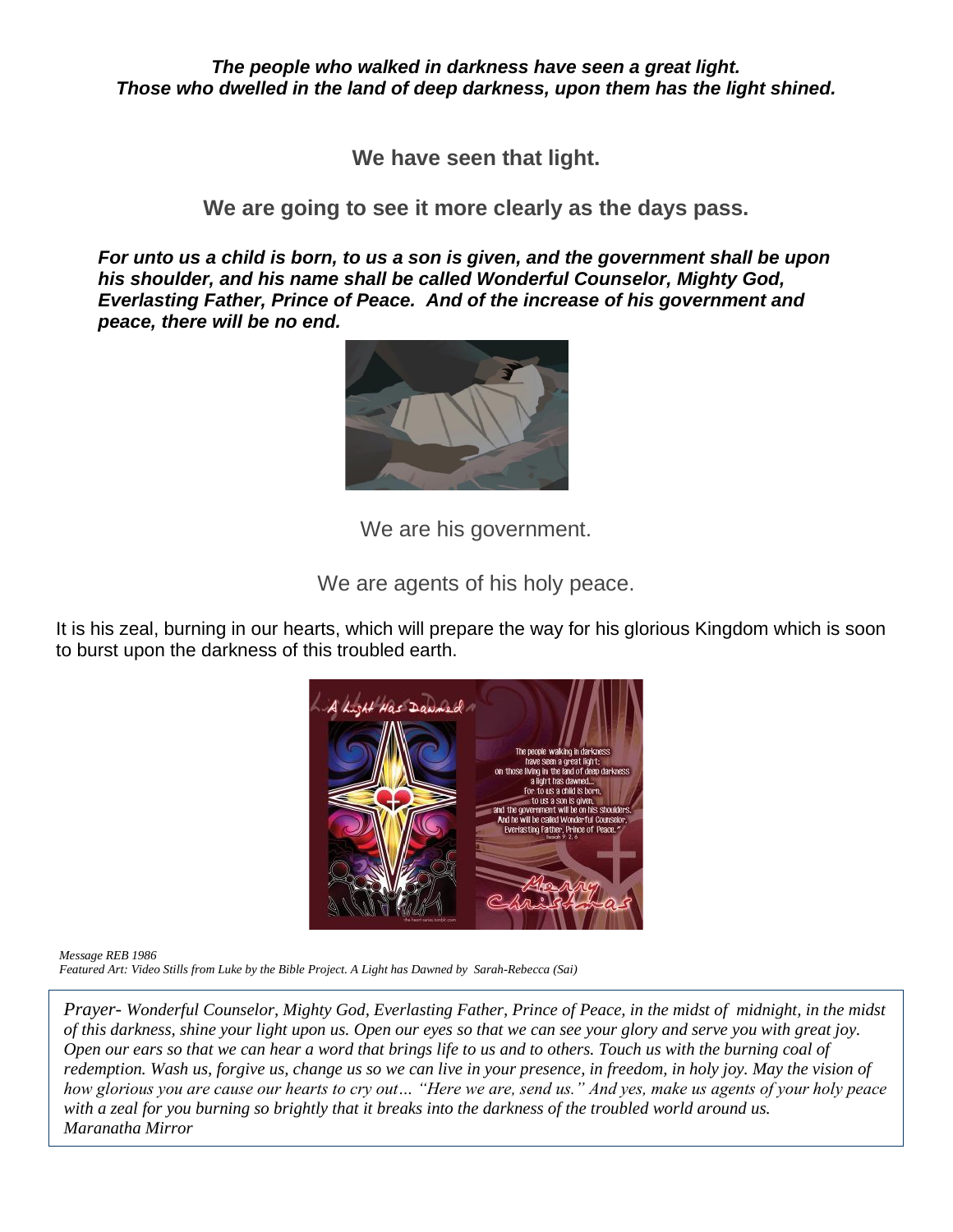***The people who walked in darkness have seen a great light.***
***Those who dwelled in the land of deep darkness, upon them has the light shined.***

**We have seen that light.**

**We are going to see it more clearly as the days pass.**

***For unto us a child is born, to us a son is given, and the government shall be upon his shoulder, and his name shall be called Wonderful Counselor, Mighty God, Everlasting Father, Prince of Peace. And of the increase of his government and peace, there will be no end.***

We are his government.

We are agents of his holy peace.

It is his zeal, burning in our hearts, which will prepare the way for his glorious Kingdom which is soon to burst upon the darkness of this troubled earth.

*Message REB 1986*
*Featured Art: Video Stills from Luke by the Bible Project. A Light has Dawned by Sarah-Rebecca (Sai)*

*Prayer- Wonderful Counselor, Mighty God, Everlasting Father, Prince of Peace, in the midst of midnight, in the midst of this darkness, shine your light upon us. Open our eyes so that we can see your glory and serve you with great joy. Open our ears so that we can hear a word that brings life to us and to others. Touch us with the burning coal of redemption. Wash us, forgive us, change us so we can live in your presence, in freedom, in holy joy. May the vision of how glorious you are cause our hearts to cry out… "Here we are, send us." And yes, make us agents of your holy peace with a zeal for you burning so brightly that it breaks into the darkness of the troubled world around us.*
*Maranatha Mirror*